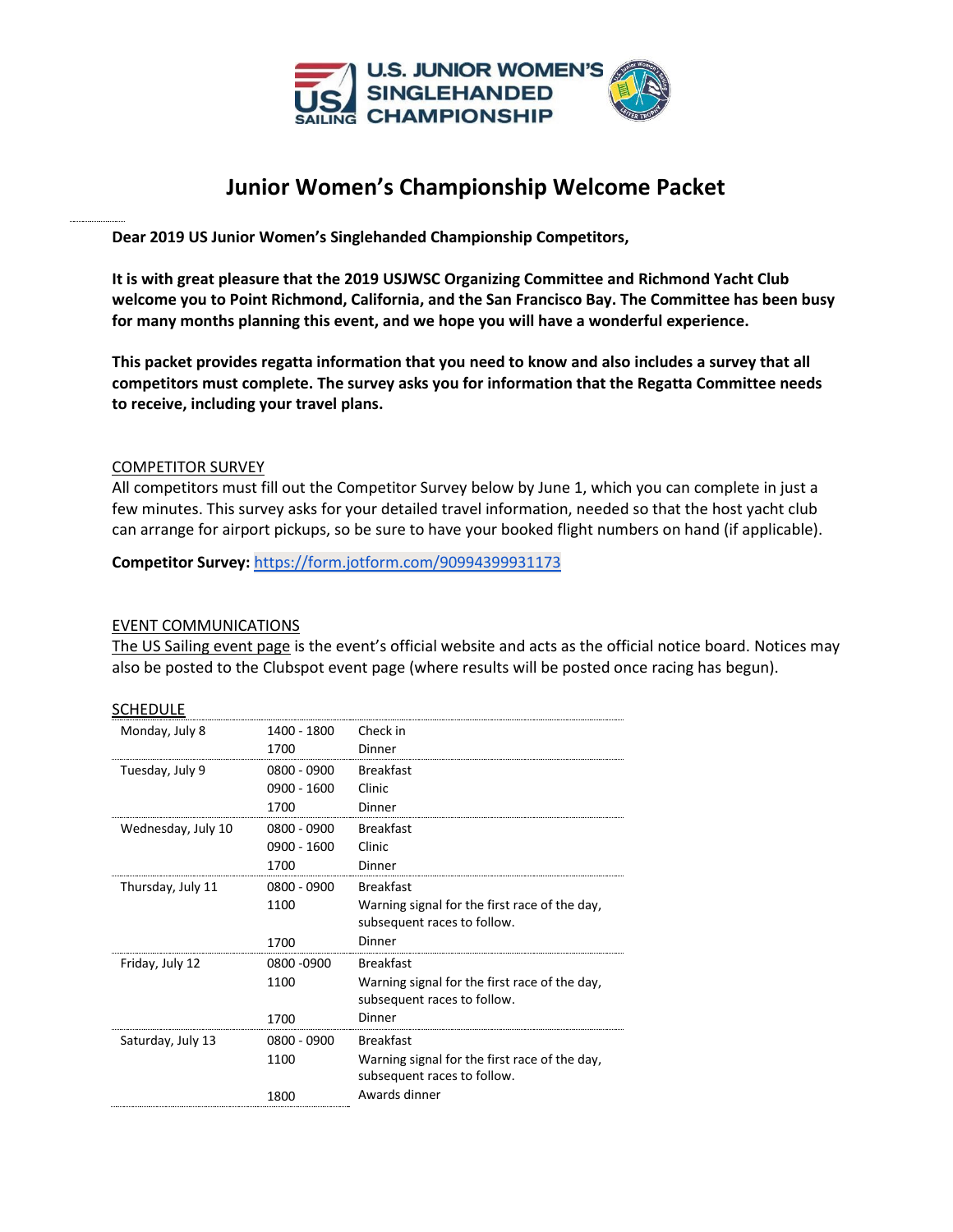U.S. JUNIOR WOMEN'S SINGLEHANDED CHAMPIONSHIP

# Junior Women's Championship Welcome Packet

**Dear 2019 US Junior Women's Singlehanded Championship Competitors,**

**It is with great pleasure that the 2019 USJWSC Organizing Committee and Richmond Yacht Club welcome you to Point Richmond, California, and the San Francisco Bay. The Committee has been busy for many months planning this event, and we hope you will have a wonderful experience.**

**This packet provides regatta information that you need to know and also includes a survey that all competitors must complete. The survey asks you for information that the Regatta Committee needs to receive, including your travel plans.**

## COMPETITOR SURVEY

All competitors must fill out the Competitor Survey below by June 1, which you can complete in just a few minutes. This survey asks for your detailed travel information, needed so that the host yacht club can arrange for airport pickups, so be sure to have your booked flight numbers on hand (if applicable).

**Competitor Survey:** https://form.jotform.com/90994399931173

## EVENT COMMUNICATIONS

The US Sailing event page is the event's official website and acts as the official notice board. Notices may also be posted to the Clubspot event page (where results will be posted once racing has begun).

## SCHEDULE

| | | |
|---|---|---|
| Monday, July 8 | 1400 - 1800 | Check in |
| | 1700 | Dinner |
| Tuesday, July 9 | 0800 - 0900 | Breakfast |
| | 0900 - 1600 | Clinic |
| | 1700 | Dinner |
| Wednesday, July 10 | 0800 - 0900 | Breakfast |
| | 0900 - 1600 | Clinic |
| | 1700 | Dinner |
| Thursday, July 11 | 0800 - 0900 | Breakfast |
| | 1100 | Warning signal for the first race of the day, subsequent races to follow. |
| | 1700 | Dinner |
| Friday, July 12 | 0800 -0900 | Breakfast |
| | 1100 | Warning signal for the first race of the day, subsequent races to follow. |
| | 1700 | Dinner |
| Saturday, July 13 | 0800 - 0900 | Breakfast |
| | 1100 | Warning signal for the first race of the day, subsequent races to follow. |
| | 1800 | Awards dinner |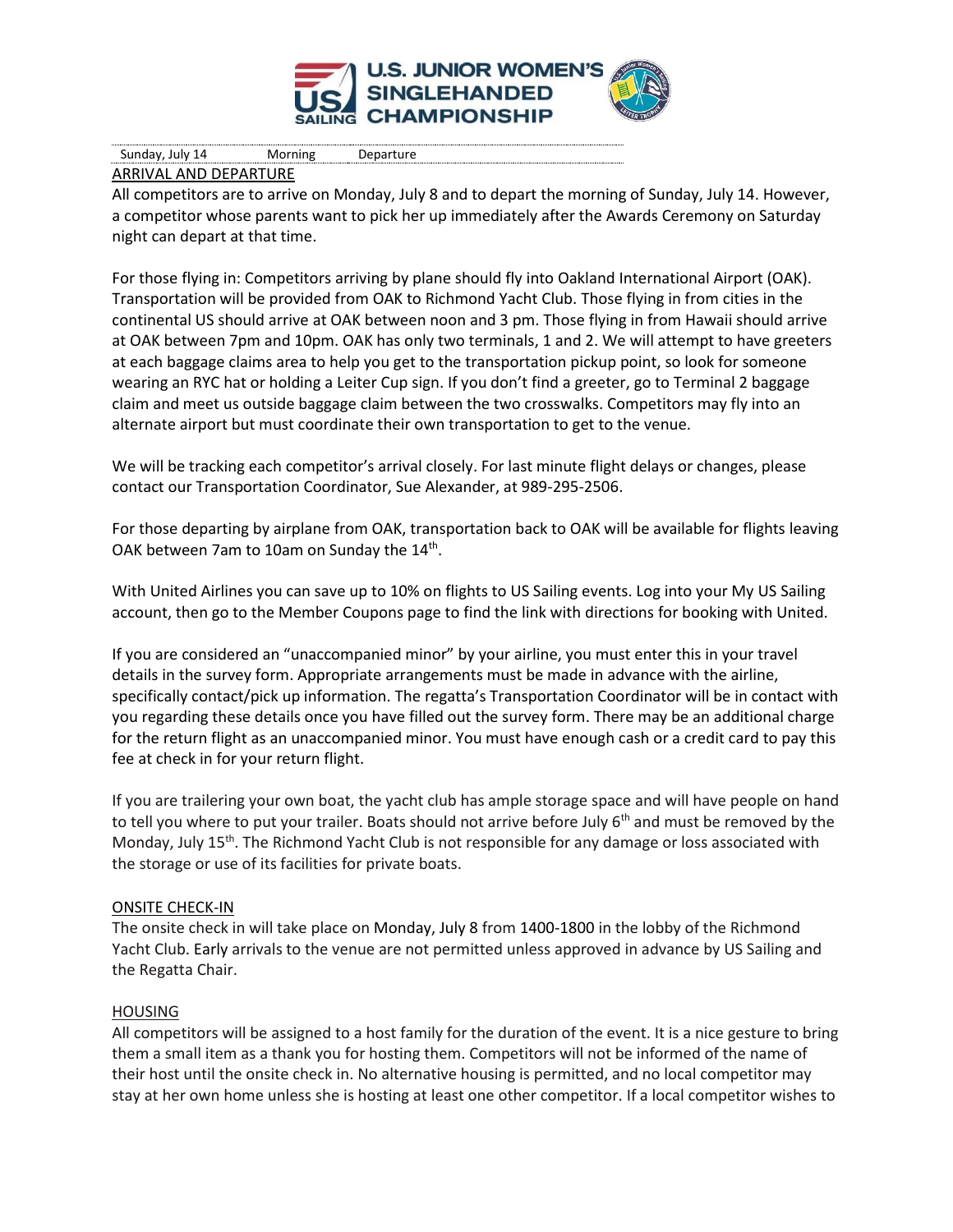| Sunday, July 14 | Morning | Departure |
|---|---|---|

## ARRIVAL AND DEPARTURE

All competitors are to arrive on Monday, July 8 and to depart the morning of Sunday, July 14. However, a competitor whose parents want to pick her up immediately after the Awards Ceremony on Saturday night can depart at that time.

For those flying in: Competitors arriving by plane should fly into Oakland International Airport (OAK). Transportation will be provided from OAK to Richmond Yacht Club. Those flying in from cities in the continental US should arrive at OAK between noon and 3 pm. Those flying in from Hawaii should arrive at OAK between 7pm and 10pm. OAK has only two terminals, 1 and 2. We will attempt to have greeters at each baggage claims area to help you get to the transportation pickup point, so look for someone wearing an RYC hat or holding a Leiter Cup sign. If you don't find a greeter, go to Terminal 2 baggage claim and meet us outside baggage claim between the two crosswalks. Competitors may fly into an alternate airport but must coordinate their own transportation to get to the venue.

We will be tracking each competitor's arrival closely. For last minute flight delays or changes, please contact our Transportation Coordinator, Sue Alexander, at 989-295-2506.

For those departing by airplane from OAK, transportation back to OAK will be available for flights leaving OAK between 7am to 10am on Sunday the 14th.

With United Airlines you can save up to 10% on flights to US Sailing events. Log into your My US Sailing account, then go to the Member Coupons page to find the link with directions for booking with United.

If you are considered an "unaccompanied minor" by your airline, you must enter this in your travel details in the survey form. Appropriate arrangements must be made in advance with the airline, specifically contact/pick up information. The regatta's Transportation Coordinator will be in contact with you regarding these details once you have filled out the survey form. There may be an additional charge for the return flight as an unaccompanied minor. You must have enough cash or a credit card to pay this fee at check in for your return flight.

If you are trailering your own boat, the yacht club has ample storage space and will have people on hand to tell you where to put your trailer. Boats should not arrive before July 6th and must be removed by the Monday, July 15th. The Richmond Yacht Club is not responsible for any damage or loss associated with the storage or use of its facilities for private boats.

## ONSITE CHECK-IN

The onsite check in will take place on Monday, July 8 from 1400-1800 in the lobby of the Richmond Yacht Club. Early arrivals to the venue are not permitted unless approved in advance by US Sailing and the Regatta Chair.

## HOUSING

All competitors will be assigned to a host family for the duration of the event. It is a nice gesture to bring them a small item as a thank you for hosting them. Competitors will not be informed of the name of their host until the onsite check in. No alternative housing is permitted, and no local competitor may stay at her own home unless she is hosting at least one other competitor. If a local competitor wishes to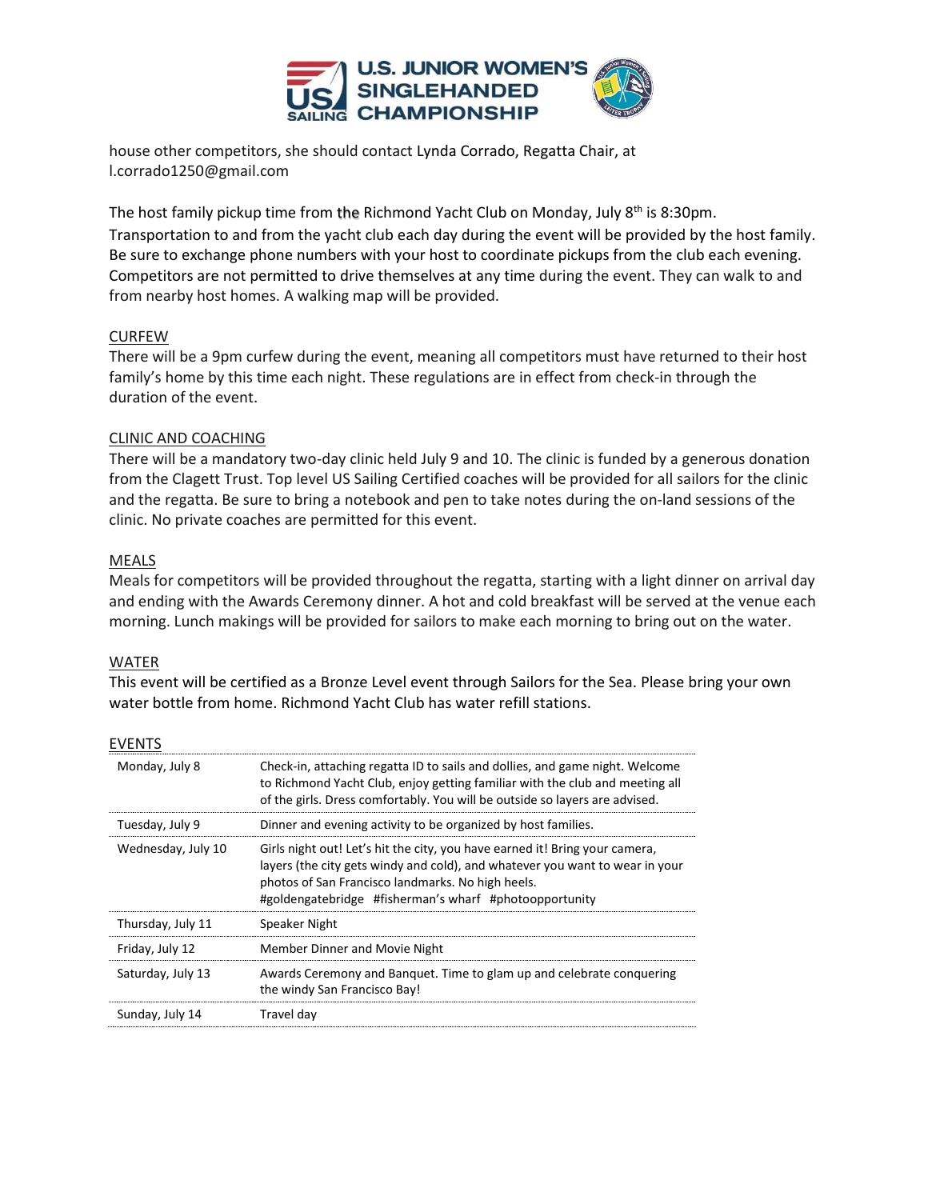house other competitors, she should contact Lynda Corrado, Regatta Chair, at l.corrado1250@gmail.com

The host family pickup time from the Richmond Yacht Club on Monday, July 8th is 8:30pm. Transportation to and from the yacht club each day during the event will be provided by the host family. Be sure to exchange phone numbers with your host to coordinate pickups from the club each evening. Competitors are not permitted to drive themselves at any time during the event. They can walk to and from nearby host homes. A walking map will be provided.

## CURFEW

There will be a 9pm curfew during the event, meaning all competitors must have returned to their host family's home by this time each night. These regulations are in effect from check-in through the duration of the event.

## CLINIC AND COACHING

There will be a mandatory two-day clinic held July 9 and 10. The clinic is funded by a generous donation from the Clagett Trust. Top level US Sailing Certified coaches will be provided for all sailors for the clinic and the regatta. Be sure to bring a notebook and pen to take notes during the on-land sessions of the clinic. No private coaches are permitted for this event.

## MEALS

Meals for competitors will be provided throughout the regatta, starting with a light dinner on arrival day and ending with the Awards Ceremony dinner. A hot and cold breakfast will be served at the venue each morning. Lunch makings will be provided for sailors to make each morning to bring out on the water.

## WATER

This event will be certified as a Bronze Level event through Sailors for the Sea. Please bring your own water bottle from home. Richmond Yacht Club has water refill stations.

## EVENTS

| | |
|---|---|
| Monday, July 8 | Check-in, attaching regatta ID to sails and dollies, and game night. Welcome to Richmond Yacht Club, enjoy getting familiar with the club and meeting all of the girls. Dress comfortably. You will be outside so layers are advised. |
| Tuesday, July 9 | Dinner and evening activity to be organized by host families. |
| Wednesday, July 10 | Girls night out! Let's hit the city, you have earned it! Bring your camera, layers (the city gets windy and cold), and whatever you want to wear in your photos of San Francisco landmarks. No high heels. #goldengatebridge #fisherman's wharf #photoopportunity |
| Thursday, July 11 | Speaker Night |
| Friday, July 12 | Member Dinner and Movie Night |
| Saturday, July 13 | Awards Ceremony and Banquet. Time to glam up and celebrate conquering the windy San Francisco Bay! |
| Sunday, July 14 | Travel day |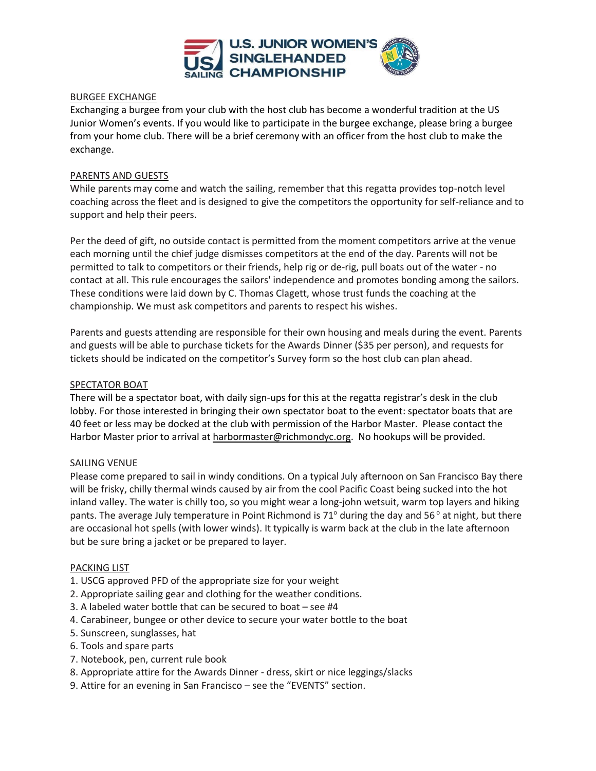## BURGEE EXCHANGE

Exchanging a burgee from your club with the host club has become a wonderful tradition at the US Junior Women's events. If you would like to participate in the burgee exchange, please bring a burgee from your home club. There will be a brief ceremony with an officer from the host club to make the exchange.

## PARENTS AND GUESTS

While parents may come and watch the sailing, remember that this regatta provides top-notch level coaching across the fleet and is designed to give the competitors the opportunity for self-reliance and to support and help their peers.

Per the deed of gift, no outside contact is permitted from the moment competitors arrive at the venue each morning until the chief judge dismisses competitors at the end of the day. Parents will not be permitted to talk to competitors or their friends, help rig or de-rig, pull boats out of the water - no contact at all. This rule encourages the sailors' independence and promotes bonding among the sailors. These conditions were laid down by C. Thomas Clagett, whose trust funds the coaching at the championship. We must ask competitors and parents to respect his wishes.

Parents and guests attending are responsible for their own housing and meals during the event. Parents and guests will be able to purchase tickets for the Awards Dinner ($35 per person), and requests for tickets should be indicated on the competitor's Survey form so the host club can plan ahead.

## SPECTATOR BOAT

There will be a spectator boat, with daily sign-ups for this at the regatta registrar's desk in the club lobby. For those interested in bringing their own spectator boat to the event: spectator boats that are 40 feet or less may be docked at the club with permission of the Harbor Master. Please contact the Harbor Master prior to arrival at harbormaster@richmondyc.org. No hookups will be provided.

## SAILING VENUE

Please come prepared to sail in windy conditions. On a typical July afternoon on San Francisco Bay there will be frisky, chilly thermal winds caused by air from the cool Pacific Coast being sucked into the hot inland valley. The water is chilly too, so you might wear a long-john wetsuit, warm top layers and hiking pants. The average July temperature in Point Richmond is 71° during the day and 56° at night, but there are occasional hot spells (with lower winds). It typically is warm back at the club in the late afternoon but be sure bring a jacket or be prepared to layer.

## PACKING LIST

1. USCG approved PFD of the appropriate size for your weight
2. Appropriate sailing gear and clothing for the weather conditions.
3. A labeled water bottle that can be secured to boat – see #4
4. Carabineer, bungee or other device to secure your water bottle to the boat
5. Sunscreen, sunglasses, hat
6. Tools and spare parts
7. Notebook, pen, current rule book
8. Appropriate attire for the Awards Dinner - dress, skirt or nice leggings/slacks
9. Attire for an evening in San Francisco – see the "EVENTS" section.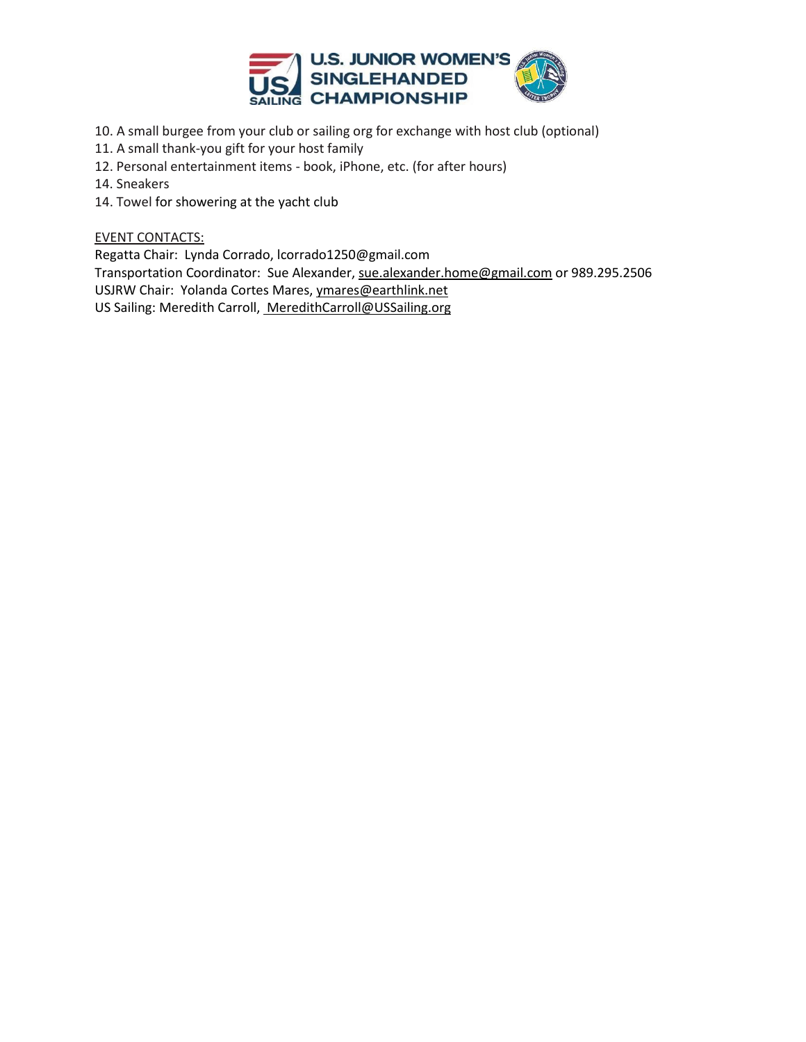10. A small burgee from your club or sailing org for exchange with host club (optional)
11. A small thank-you gift for your host family
12. Personal entertainment items - book, iPhone, etc. (for after hours)
14. Sneakers
14. Towel for showering at the yacht club

<u>EVENT CONTACTS:</u>

Regatta Chair: Lynda Corrado, lcorrado1250@gmail.com
Transportation Coordinator: Sue Alexander, sue.alexander.home@gmail.com or 989.295.2506
USJRW Chair: Yolanda Cortes Mares, ymares@earthlink.net
US Sailing: Meredith Carroll, MeredithCarroll@USSailing.org